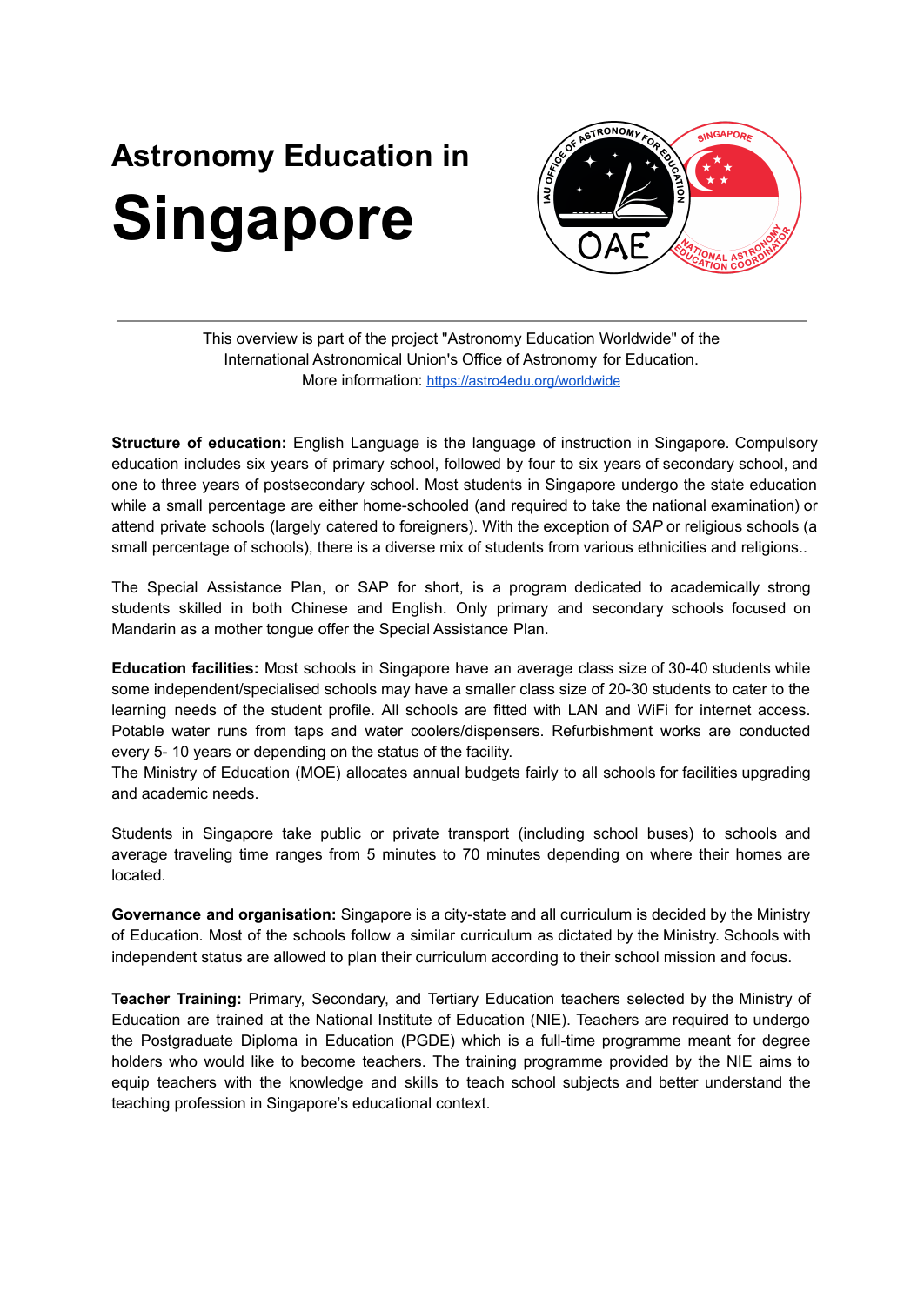# Astronomy Education in Singapore

---

This overview is part of the project "Astronomy Education Worldwide" of the International Astronomical Union's Office of Astronomy for Education.
More information: https://astro4edu.org/worldwide

---

**Structure of education:** English Language is the language of instruction in Singapore. Compulsory education includes six years of primary school, followed by four to six years of secondary school, and one to three years of postsecondary school. Most students in Singapore undergo the state education while a small percentage are either home-schooled (and required to take the national examination) or attend private schools (largely catered to foreigners). With the exception of *SAP* or religious schools (a small percentage of schools), there is a diverse mix of students from various ethnicities and religions..

The Special Assistance Plan, or SAP for short, is a program dedicated to academically strong students skilled in both Chinese and English. Only primary and secondary schools focused on Mandarin as a mother tongue offer the Special Assistance Plan.

**Education facilities:** Most schools in Singapore have an average class size of 30-40 students while some independent/specialised schools may have a smaller class size of 20-30 students to cater to the learning needs of the student profile. All schools are fitted with LAN and WiFi for internet access. Potable water runs from taps and water coolers/dispensers. Refurbishment works are conducted every 5- 10 years or depending on the status of the facility.
The Ministry of Education (MOE) allocates annual budgets fairly to all schools for facilities upgrading and academic needs.

Students in Singapore take public or private transport (including school buses) to schools and average traveling time ranges from 5 minutes to 70 minutes depending on where their homes are located.

**Governance and organisation:** Singapore is a city-state and all curriculum is decided by the Ministry of Education. Most of the schools follow a similar curriculum as dictated by the Ministry. Schools with independent status are allowed to plan their curriculum according to their school mission and focus.

**Teacher Training:** Primary, Secondary, and Tertiary Education teachers selected by the Ministry of Education are trained at the National Institute of Education (NIE). Teachers are required to undergo the Postgraduate Diploma in Education (PGDE) which is a full-time programme meant for degree holders who would like to become teachers. The training programme provided by the NIE aims to equip teachers with the knowledge and skills to teach school subjects and better understand the teaching profession in Singapore's educational context.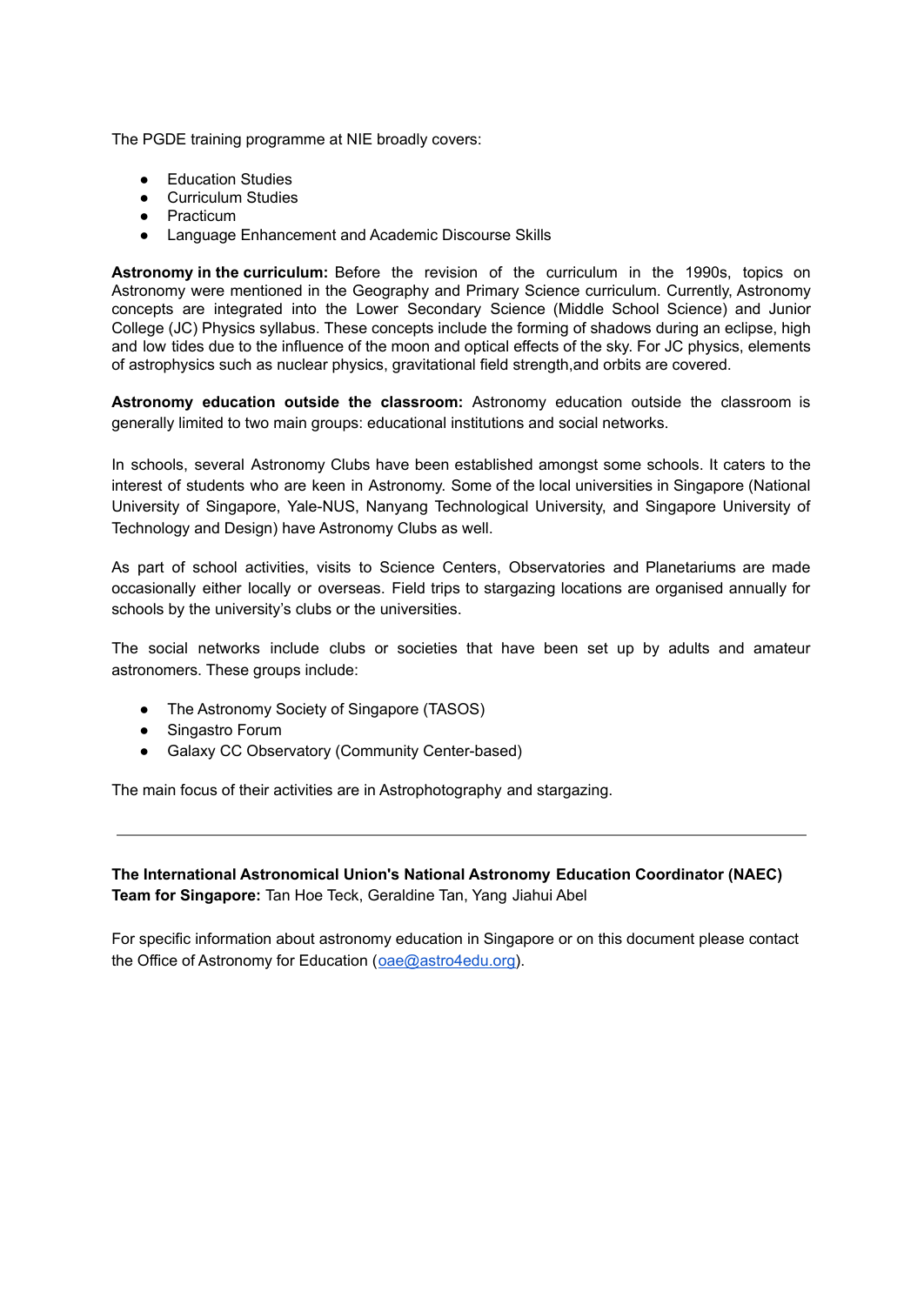The PGDE training programme at NIE broadly covers:

- Education Studies
- Curriculum Studies
- Practicum
- Language Enhancement and Academic Discourse Skills

**Astronomy in the curriculum:** Before the revision of the curriculum in the 1990s, topics on Astronomy were mentioned in the Geography and Primary Science curriculum. Currently, Astronomy concepts are integrated into the Lower Secondary Science (Middle School Science) and Junior College (JC) Physics syllabus. These concepts include the forming of shadows during an eclipse, high and low tides due to the influence of the moon and optical effects of the sky. For JC physics, elements of astrophysics such as nuclear physics, gravitational field strength,and orbits are covered.

**Astronomy education outside the classroom:** Astronomy education outside the classroom is generally limited to two main groups: educational institutions and social networks.

In schools, several Astronomy Clubs have been established amongst some schools. It caters to the interest of students who are keen in Astronomy. Some of the local universities in Singapore (National University of Singapore, Yale-NUS, Nanyang Technological University, and Singapore University of Technology and Design) have Astronomy Clubs as well.

As part of school activities, visits to Science Centers, Observatories and Planetariums are made occasionally either locally or overseas. Field trips to stargazing locations are organised annually for schools by the university's clubs or the universities.

The social networks include clubs or societies that have been set up by adults and amateur astronomers. These groups include:

- The Astronomy Society of Singapore (TASOS)
- Singastro Forum
- Galaxy CC Observatory (Community Center-based)

The main focus of their activities are in Astrophotography and stargazing.

---

**The International Astronomical Union's National Astronomy Education Coordinator (NAEC) Team for Singapore:** Tan Hoe Teck, Geraldine Tan, Yang Jiahui Abel

For specific information about astronomy education in Singapore or on this document please contact the Office of Astronomy for Education ([oae@astro4edu.org](mailto:oae@astro4edu.org)).